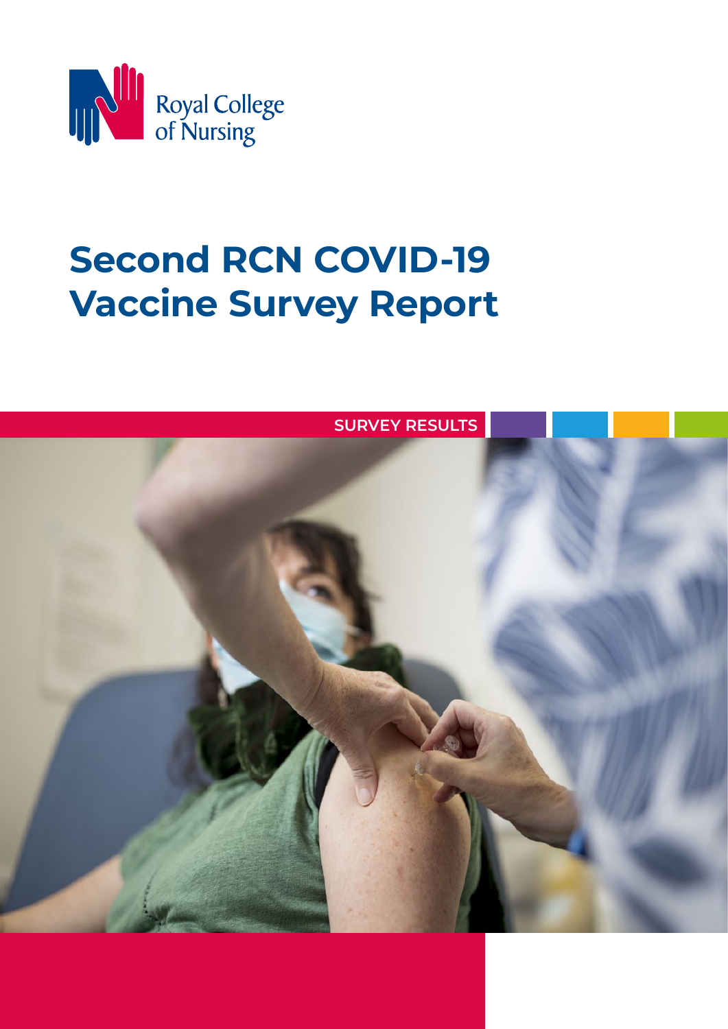Royal College of Nursing

# Second RCN COVID-19 Vaccine Survey Report

SURVEY RESULTS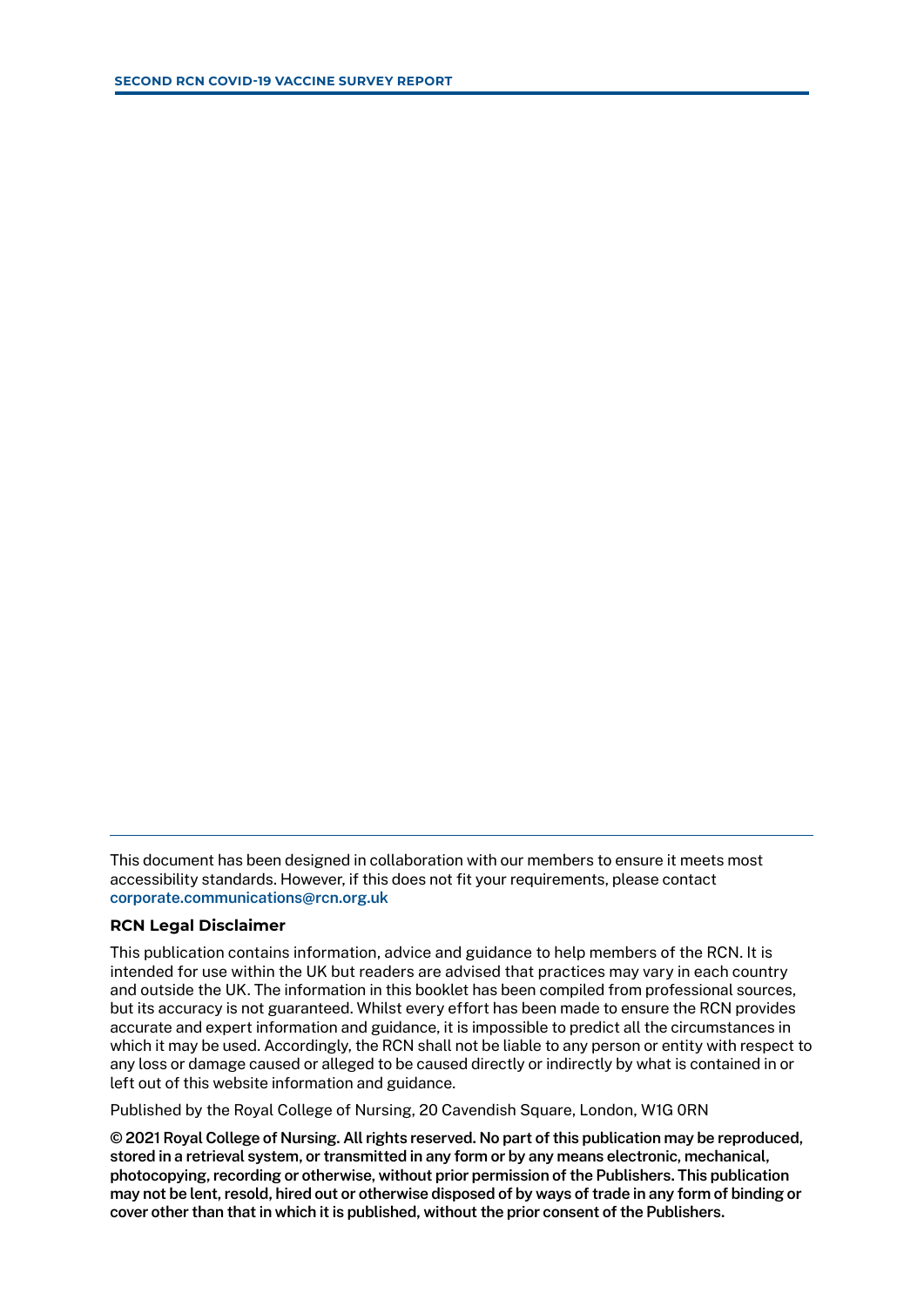This document has been designed in collaboration with our members to ensure it meets most accessibility standards. However, if this does not fit your requirements, please contact corporate.communications@rcn.org.uk

**RCN Legal Disclaimer**

This publication contains information, advice and guidance to help members of the RCN. It is intended for use within the UK but readers are advised that practices may vary in each country and outside the UK. The information in this booklet has been compiled from professional sources, but its accuracy is not guaranteed. Whilst every effort has been made to ensure the RCN provides accurate and expert information and guidance, it is impossible to predict all the circumstances in which it may be used. Accordingly, the RCN shall not be liable to any person or entity with respect to any loss or damage caused or alleged to be caused directly or indirectly by what is contained in or left out of this website information and guidance.

Published by the Royal College of Nursing, 20 Cavendish Square, London, W1G 0RN

**© 2021 Royal College of Nursing. All rights reserved. No part of this publication may be reproduced, stored in a retrieval system, or transmitted in any form or by any means electronic, mechanical, photocopying, recording or otherwise, without prior permission of the Publishers. This publication may not be lent, resold, hired out or otherwise disposed of by ways of trade in any form of binding or cover other than that in which it is published, without the prior consent of the Publishers.**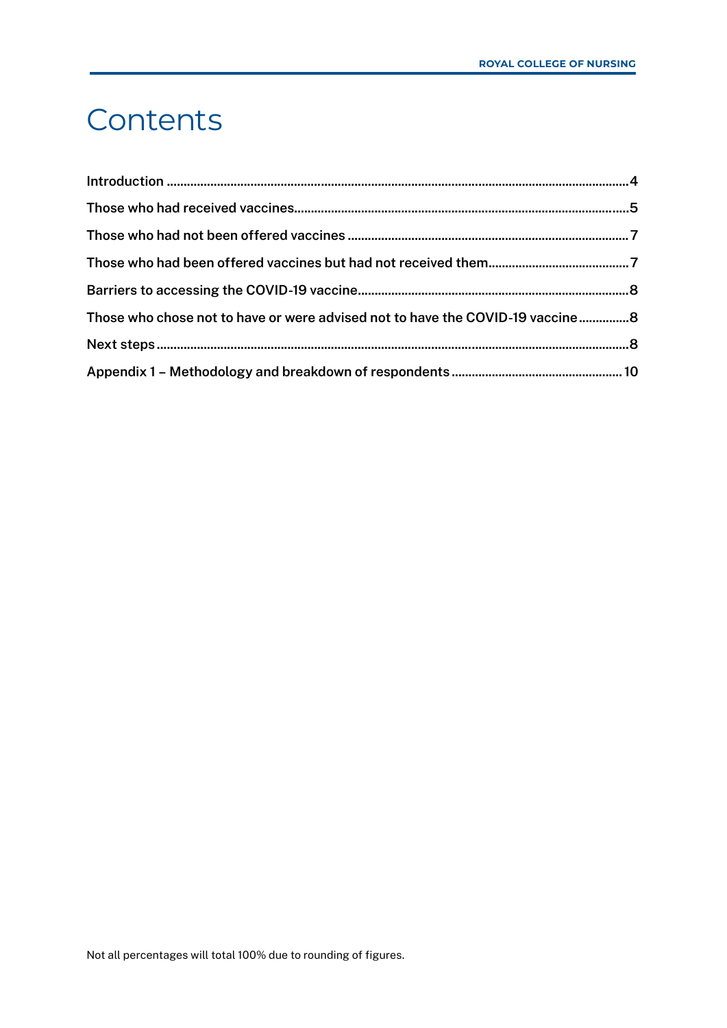# Contents

Introduction .......... 4

Those who had received vaccines .......... 5

Those who had not been offered vaccines .......... 7

Those who had been offered vaccines but had not received them .......... 7

Barriers to accessing the COVID-19 vaccine .......... 8

Those who chose not to have or were advised not to have the COVID-19 vaccine .......... 8

Next steps .......... 8

Appendix 1 – Methodology and breakdown of respondents .......... 10

Not all percentages will total 100% due to rounding of figures.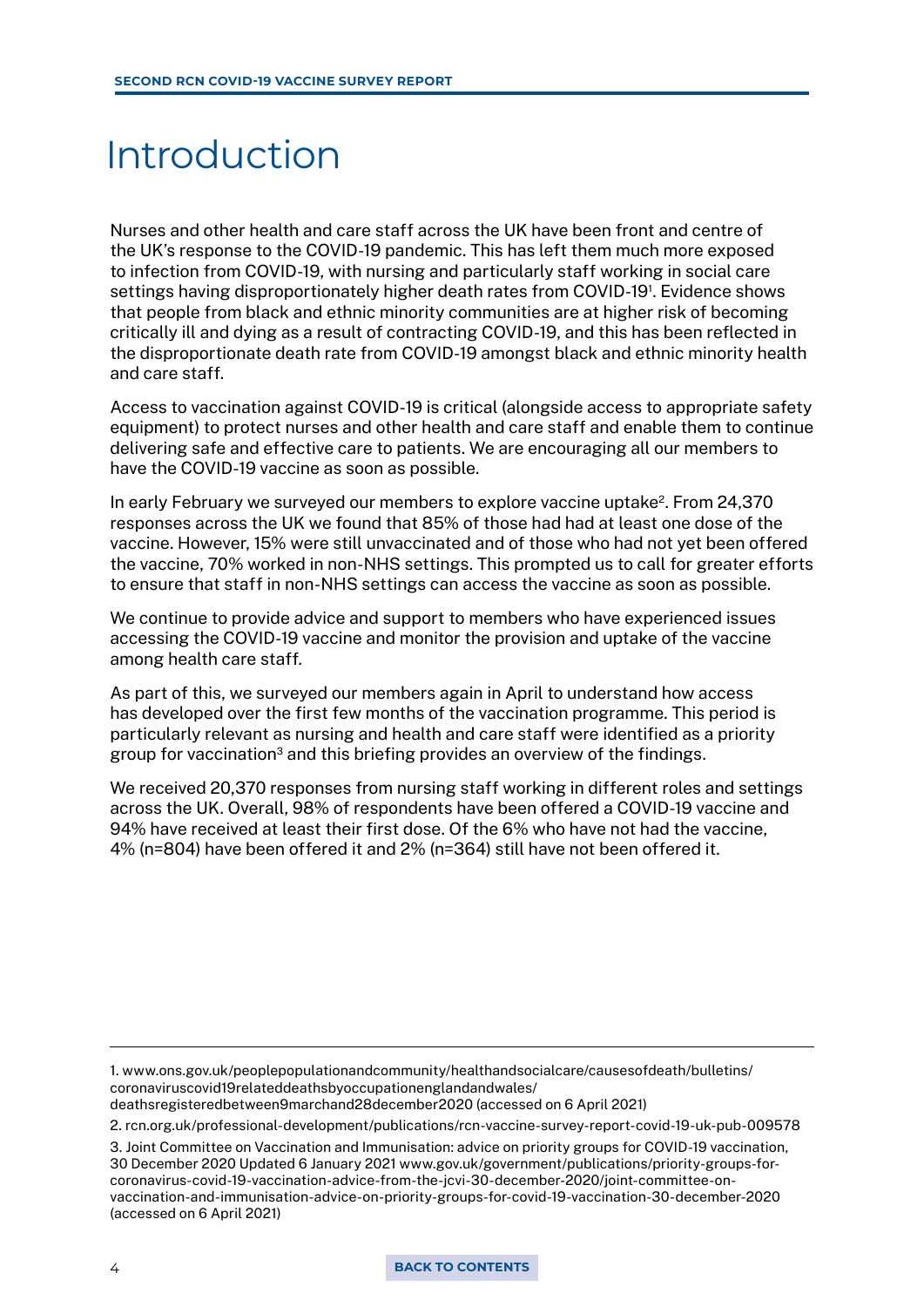# Introduction

Nurses and other health and care staff across the UK have been front and centre of the UK's response to the COVID-19 pandemic. This has left them much more exposed to infection from COVID-19, with nursing and particularly staff working in social care settings having disproportionately higher death rates from COVID-19[1]. Evidence shows that people from black and ethnic minority communities are at higher risk of becoming critically ill and dying as a result of contracting COVID-19, and this has been reflected in the disproportionate death rate from COVID-19 amongst black and ethnic minority health and care staff.

Access to vaccination against COVID-19 is critical (alongside access to appropriate safety equipment) to protect nurses and other health and care staff and enable them to continue delivering safe and effective care to patients. We are encouraging all our members to have the COVID-19 vaccine as soon as possible.

In early February we surveyed our members to explore vaccine uptake[2]. From 24,370 responses across the UK we found that 85% of those had had at least one dose of the vaccine. However, 15% were still unvaccinated and of those who had not yet been offered the vaccine, 70% worked in non-NHS settings. This prompted us to call for greater efforts to ensure that staff in non-NHS settings can access the vaccine as soon as possible.

We continue to provide advice and support to members who have experienced issues accessing the COVID-19 vaccine and monitor the provision and uptake of the vaccine among health care staff.

As part of this, we surveyed our members again in April to understand how access has developed over the first few months of the vaccination programme. This period is particularly relevant as nursing and health and care staff were identified as a priority group for vaccination[3] and this briefing provides an overview of the findings.

We received 20,370 responses from nursing staff working in different roles and settings across the UK. Overall, 98% of respondents have been offered a COVID-19 vaccine and 94% have received at least their first dose. Of the 6% who have not had the vaccine, 4% (n=804) have been offered it and 2% (n=364) still have not been offered it.

---

1. www.ons.gov.uk/peoplepopulationandcommunity/healthandsocialcare/causesofdeath/bulletins/coronaviruscovid19relateddeathsbyoccupationenglandandwales/deathsregisteredbetween9marchand28december2020 (accessed on 6 April 2021)

2. rcn.org.uk/professional-development/publications/rcn-vaccine-survey-report-covid-19-uk-pub-009578

3. Joint Committee on Vaccination and Immunisation: advice on priority groups for COVID-19 vaccination, 30 December 2020 Updated 6 January 2021 www.gov.uk/government/publications/priority-groups-for-coronavirus-covid-19-vaccination-advice-from-the-jcvi-30-december-2020/joint-committee-on-vaccination-and-immunisation-advice-on-priority-groups-for-covid-19-vaccination-30-december-2020 (accessed on 6 April 2021)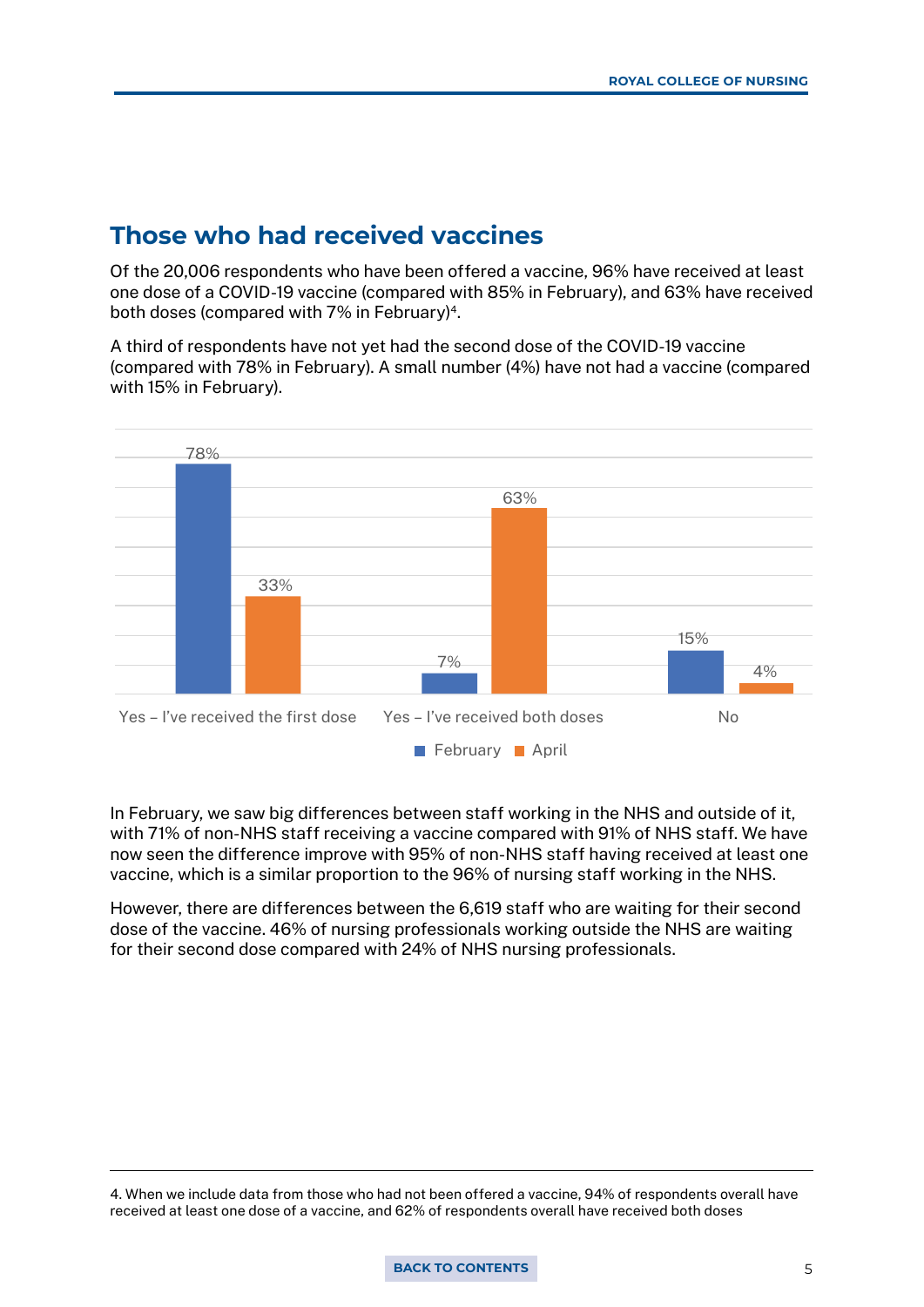## Those who had received vaccines

Of the 20,006 respondents who have been offered a vaccine, 96% have received at least one dose of a COVID-19 vaccine (compared with 85% in February), and 63% have received both doses (compared with 7% in February)[4].

A third of respondents have not yet had the second dose of the COVID-19 vaccine (compared with 78% in February). A small number (4%) have not had a vaccine (compared with 15% in February).

| | February | April |
|---|---|---|
| Yes – I've received the first dose | 78% | 33% |
| Yes – I've received both doses | 7% | 63% |
| No | 15% | 4% |

In February, we saw big differences between staff working in the NHS and outside of it, with 71% of non-NHS staff receiving a vaccine compared with 91% of NHS staff. We have now seen the difference improve with 95% of non-NHS staff having received at least one vaccine, which is a similar proportion to the 96% of nursing staff working in the NHS.

However, there are differences between the 6,619 staff who are waiting for their second dose of the vaccine. 46% of nursing professionals working outside the NHS are waiting for their second dose compared with 24% of NHS nursing professionals.

---

4. When we include data from those who had not been offered a vaccine, 94% of respondents overall have received at least one dose of a vaccine, and 62% of respondents overall have received both doses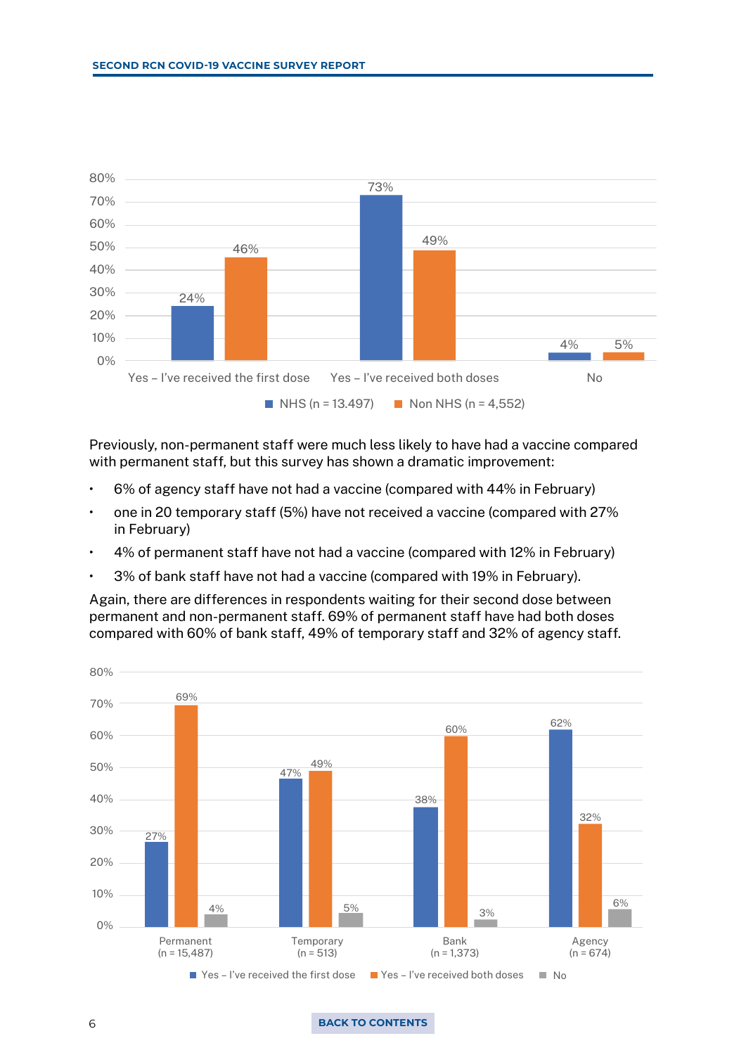| | NHS (n = 13.497) | Non NHS (n = 4,552) |
|---|---|---|
| Yes – I've received the first dose | 24% | 46% |
| Yes – I've received both doses | 73% | 49% |
| No | 4% | 5% |

Previously, non-permanent staff were much less likely to have had a vaccine compared with permanent staff, but this survey has shown a dramatic improvement:

- 6% of agency staff have not had a vaccine (compared with 44% in February)
- one in 20 temporary staff (5%) have not received a vaccine (compared with 27% in February)
- 4% of permanent staff have not had a vaccine (compared with 12% in February)
- 3% of bank staff have not had a vaccine (compared with 19% in February).

Again, there are differences in respondents waiting for their second dose between permanent and non-permanent staff. 69% of permanent staff have had both doses compared with 60% of bank staff, 49% of temporary staff and 32% of agency staff.

| | Yes – I've received the first dose | Yes – I've received both doses | No |
|---|---|---|---|
| Permanent (n = 15,487) | 27% | 69% | 4% |
| Temporary (n = 513) | 47% | 49% | 5% |
| Bank (n = 1,373) | 38% | 60% | 3% |
| Agency (n = 674) | 62% | 32% | 6% |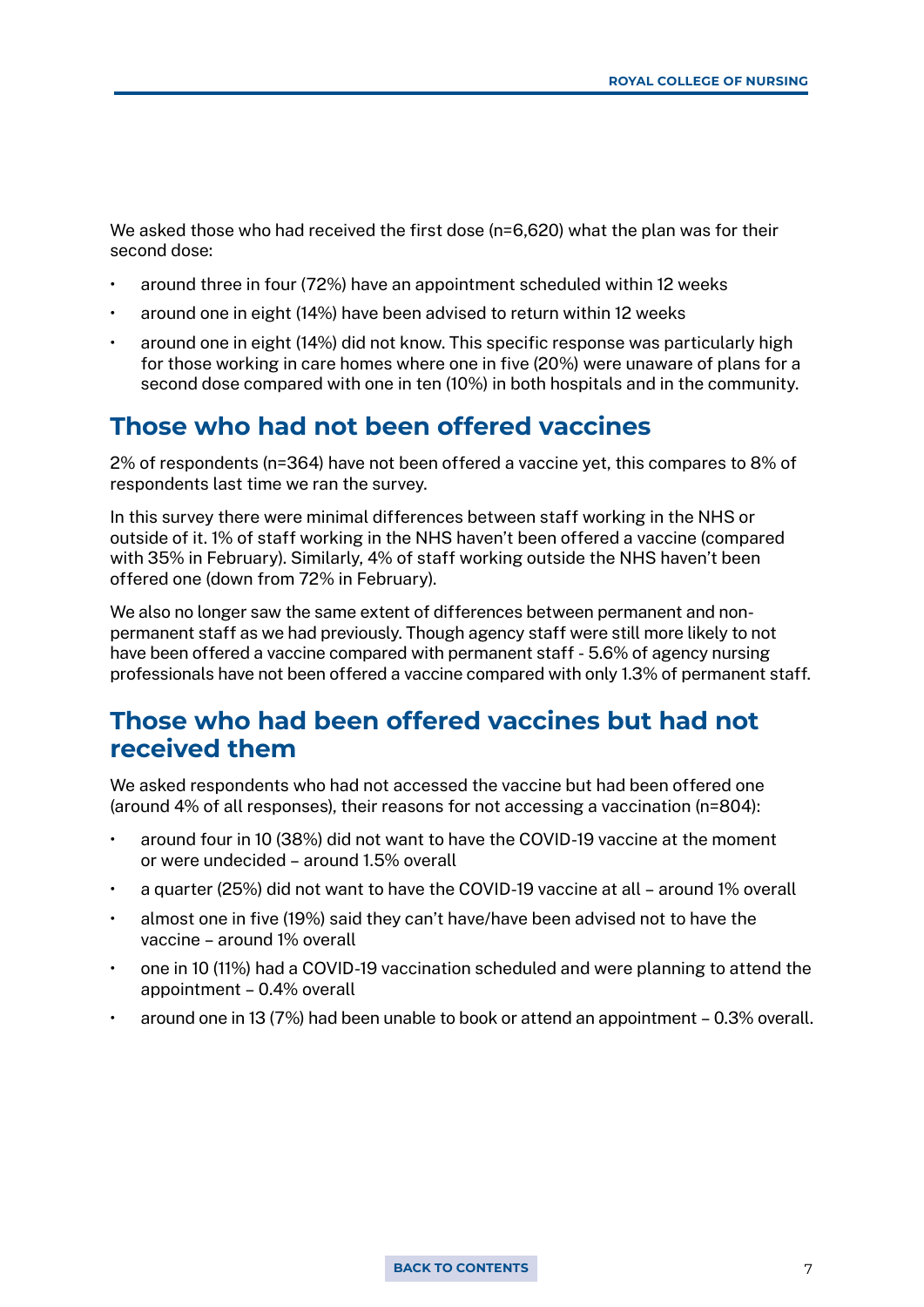We asked those who had received the first dose (n=6,620) what the plan was for their second dose:

- around three in four (72%) have an appointment scheduled within 12 weeks
- around one in eight (14%) have been advised to return within 12 weeks
- around one in eight (14%) did not know. This specific response was particularly high for those working in care homes where one in five (20%) were unaware of plans for a second dose compared with one in ten (10%) in both hospitals and in the community.

## Those who had not been offered vaccines

2% of respondents (n=364) have not been offered a vaccine yet, this compares to 8% of respondents last time we ran the survey.

In this survey there were minimal differences between staff working in the NHS or outside of it. 1% of staff working in the NHS haven't been offered a vaccine (compared with 35% in February). Similarly, 4% of staff working outside the NHS haven't been offered one (down from 72% in February).

We also no longer saw the same extent of differences between permanent and non-permanent staff as we had previously. Though agency staff were still more likely to not have been offered a vaccine compared with permanent staff - 5.6% of agency nursing professionals have not been offered a vaccine compared with only 1.3% of permanent staff.

## Those who had been offered vaccines but had not received them

We asked respondents who had not accessed the vaccine but had been offered one (around 4% of all responses), their reasons for not accessing a vaccination (n=804):

- around four in 10 (38%) did not want to have the COVID-19 vaccine at the moment or were undecided – around 1.5% overall
- a quarter (25%) did not want to have the COVID-19 vaccine at all – around 1% overall
- almost one in five (19%) said they can't have/have been advised not to have the vaccine – around 1% overall
- one in 10 (11%) had a COVID-19 vaccination scheduled and were planning to attend the appointment – 0.4% overall
- around one in 13 (7%) had been unable to book or attend an appointment – 0.3% overall.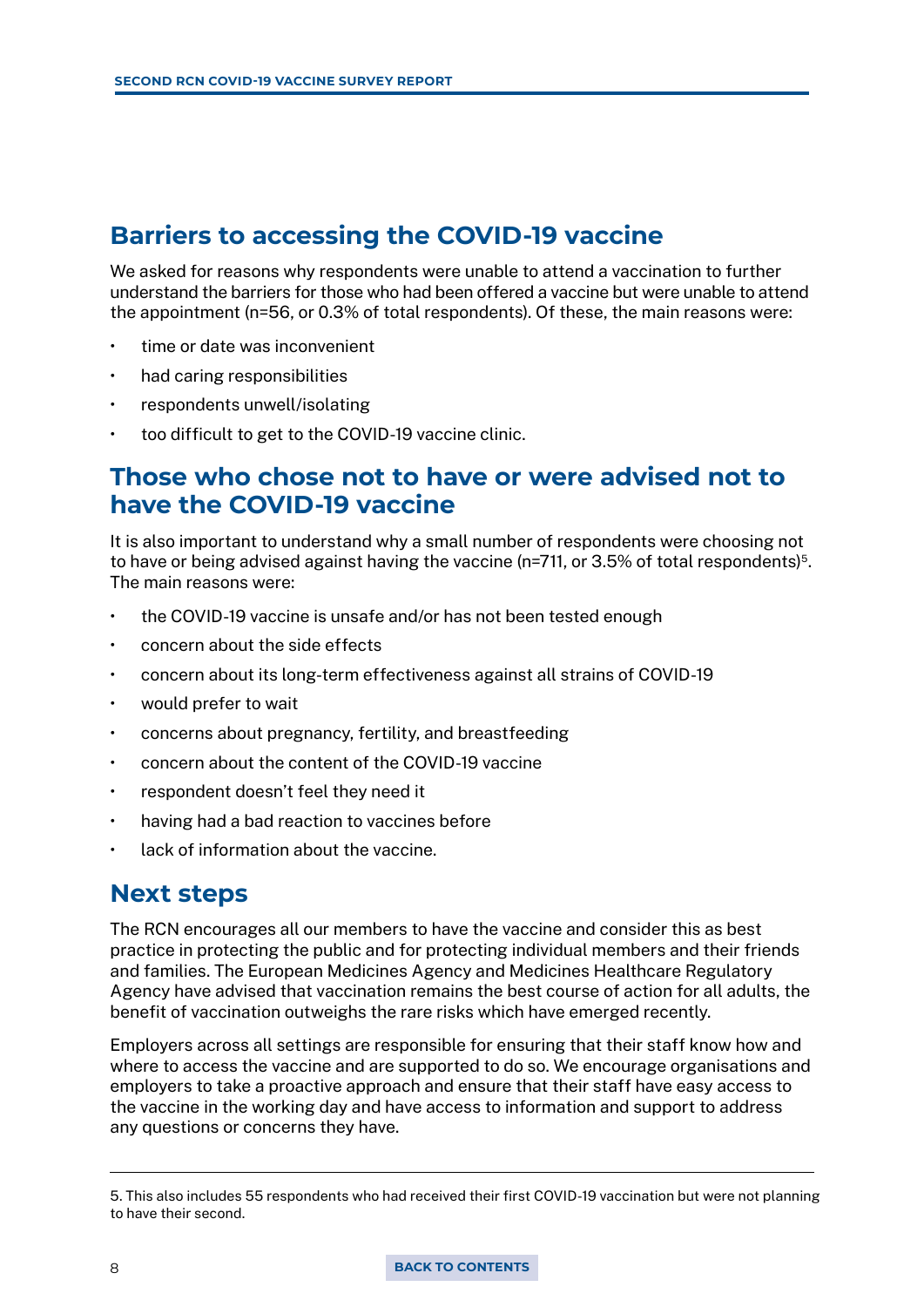## Barriers to accessing the COVID-19 vaccine

We asked for reasons why respondents were unable to attend a vaccination to further understand the barriers for those who had been offered a vaccine but were unable to attend the appointment (n=56, or 0.3% of total respondents). Of these, the main reasons were:

- time or date was inconvenient
- had caring responsibilities
- respondents unwell/isolating
- too difficult to get to the COVID-19 vaccine clinic.

## Those who chose not to have or were advised not to have the COVID-19 vaccine

It is also important to understand why a small number of respondents were choosing not to have or being advised against having the vaccine (n=711, or 3.5% of total respondents)[5]. The main reasons were:

- the COVID-19 vaccine is unsafe and/or has not been tested enough
- concern about the side effects
- concern about its long-term effectiveness against all strains of COVID-19
- would prefer to wait
- concerns about pregnancy, fertility, and breastfeeding
- concern about the content of the COVID-19 vaccine
- respondent doesn't feel they need it
- having had a bad reaction to vaccines before
- lack of information about the vaccine.

## Next steps

The RCN encourages all our members to have the vaccine and consider this as best practice in protecting the public and for protecting individual members and their friends and families. The European Medicines Agency and Medicines Healthcare Regulatory Agency have advised that vaccination remains the best course of action for all adults, the benefit of vaccination outweighs the rare risks which have emerged recently.

Employers across all settings are responsible for ensuring that their staff know how and where to access the vaccine and are supported to do so. We encourage organisations and employers to take a proactive approach and ensure that their staff have easy access to the vaccine in the working day and have access to information and support to address any questions or concerns they have.

---

5. This also includes 55 respondents who had received their first COVID-19 vaccination but were not planning to have their second.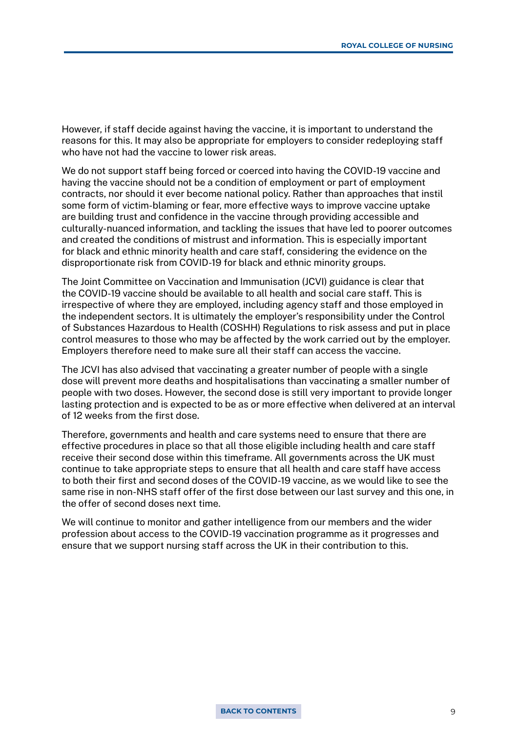However, if staff decide against having the vaccine, it is important to understand the reasons for this. It may also be appropriate for employers to consider redeploying staff who have not had the vaccine to lower risk areas.

We do not support staff being forced or coerced into having the COVID-19 vaccine and having the vaccine should not be a condition of employment or part of employment contracts, nor should it ever become national policy. Rather than approaches that instil some form of victim-blaming or fear, more effective ways to improve vaccine uptake are building trust and confidence in the vaccine through providing accessible and culturally-nuanced information, and tackling the issues that have led to poorer outcomes and created the conditions of mistrust and information. This is especially important for black and ethnic minority health and care staff, considering the evidence on the disproportionate risk from COVID-19 for black and ethnic minority groups.

The Joint Committee on Vaccination and Immunisation (JCVI) guidance is clear that the COVID-19 vaccine should be available to all health and social care staff. This is irrespective of where they are employed, including agency staff and those employed in the independent sectors. It is ultimately the employer's responsibility under the Control of Substances Hazardous to Health (COSHH) Regulations to risk assess and put in place control measures to those who may be affected by the work carried out by the employer. Employers therefore need to make sure all their staff can access the vaccine.

The JCVI has also advised that vaccinating a greater number of people with a single dose will prevent more deaths and hospitalisations than vaccinating a smaller number of people with two doses. However, the second dose is still very important to provide longer lasting protection and is expected to be as or more effective when delivered at an interval of 12 weeks from the first dose.

Therefore, governments and health and care systems need to ensure that there are effective procedures in place so that all those eligible including health and care staff receive their second dose within this timeframe. All governments across the UK must continue to take appropriate steps to ensure that all health and care staff have access to both their first and second doses of the COVID-19 vaccine, as we would like to see the same rise in non-NHS staff offer of the first dose between our last survey and this one, in the offer of second doses next time.

We will continue to monitor and gather intelligence from our members and the wider profession about access to the COVID-19 vaccination programme as it progresses and ensure that we support nursing staff across the UK in their contribution to this.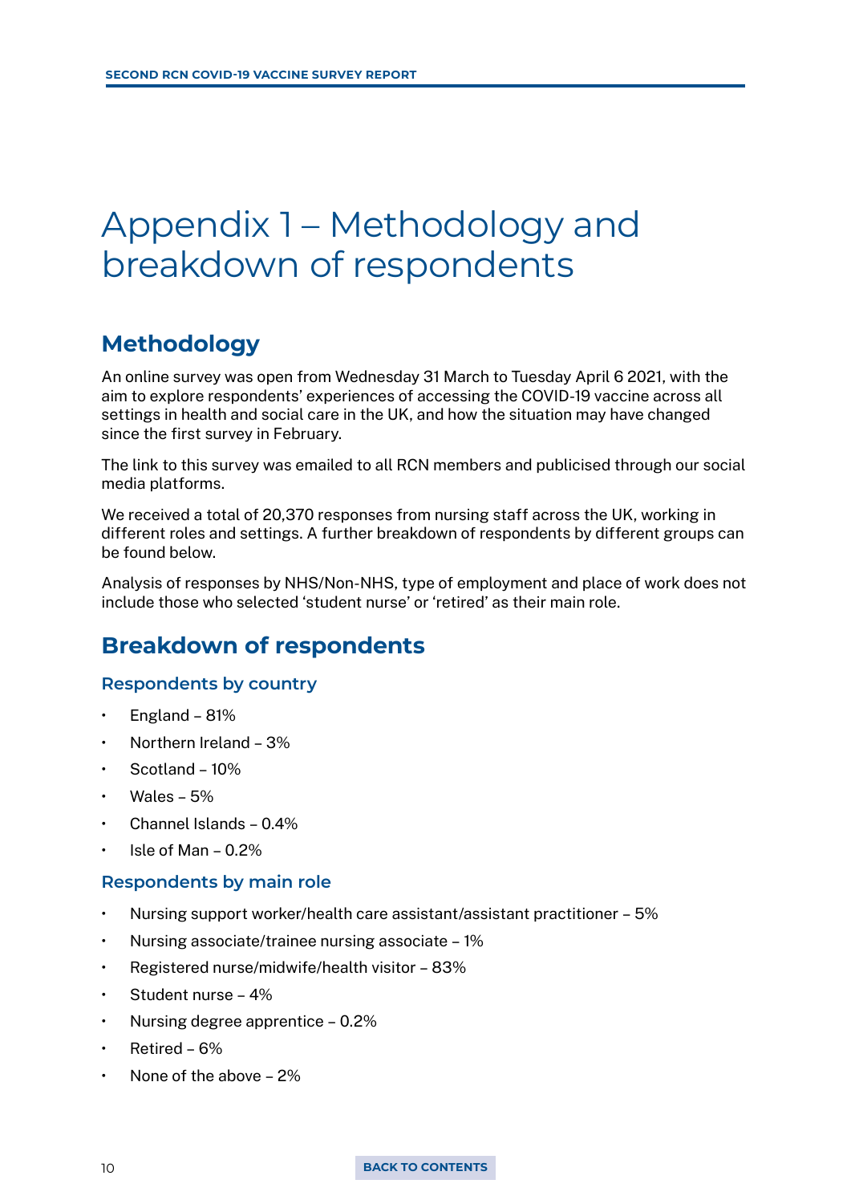# Appendix 1 – Methodology and breakdown of respondents

## Methodology

An online survey was open from Wednesday 31 March to Tuesday April 6 2021, with the aim to explore respondents' experiences of accessing the COVID-19 vaccine across all settings in health and social care in the UK, and how the situation may have changed since the first survey in February.

The link to this survey was emailed to all RCN members and publicised through our social media platforms.

We received a total of 20,370 responses from nursing staff across the UK, working in different roles and settings. A further breakdown of respondents by different groups can be found below.

Analysis of responses by NHS/Non-NHS, type of employment and place of work does not include those who selected 'student nurse' or 'retired' as their main role.

## Breakdown of respondents

### Respondents by country

- England – 81%
- Northern Ireland – 3%
- Scotland – 10%
- Wales – 5%
- Channel Islands – 0.4%
- Isle of Man – 0.2%

### Respondents by main role

- Nursing support worker/health care assistant/assistant practitioner – 5%
- Nursing associate/trainee nursing associate – 1%
- Registered nurse/midwife/health visitor – 83%
- Student nurse – 4%
- Nursing degree apprentice – 0.2%
- Retired – 6%
- None of the above – 2%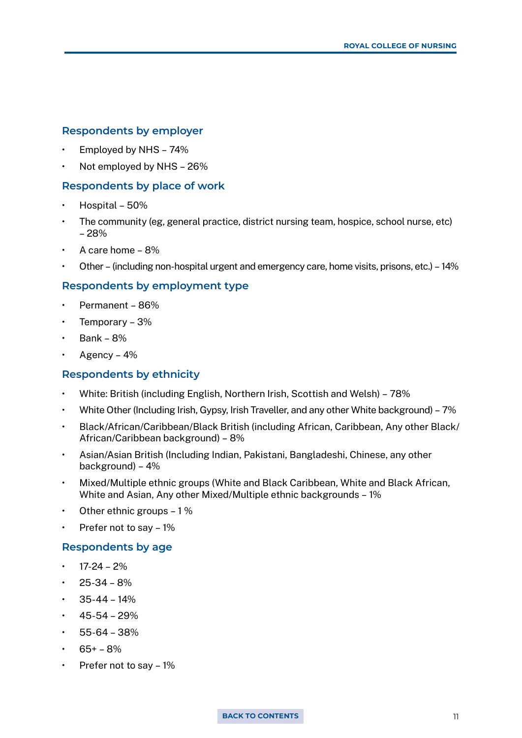## Respondents by employer

- Employed by NHS – 74%
- Not employed by NHS – 26%

## Respondents by place of work

- Hospital – 50%
- The community (eg, general practice, district nursing team, hospice, school nurse, etc) – 28%
- A care home – 8%
- Other – (including non-hospital urgent and emergency care, home visits, prisons, etc.) – 14%

## Respondents by employment type

- Permanent – 86%
- Temporary – 3%
- Bank – 8%
- Agency – 4%

## Respondents by ethnicity

- White: British (including English, Northern Irish, Scottish and Welsh) – 78%
- White Other (Including Irish, Gypsy, Irish Traveller, and any other White background) – 7%
- Black/African/Caribbean/Black British (including African, Caribbean, Any other Black/African/Caribbean background) – 8%
- Asian/Asian British (Including Indian, Pakistani, Bangladeshi, Chinese, any other background) – 4%
- Mixed/Multiple ethnic groups (White and Black Caribbean, White and Black African, White and Asian, Any other Mixed/Multiple ethnic backgrounds – 1%
- Other ethnic groups – 1 %
- Prefer not to say – 1%

## Respondents by age

- 17-24 – 2%
- 25-34 – 8%
- 35-44 – 14%
- 45-54 – 29%
- 55-64 – 38%
- 65+ – 8%
- Prefer not to say – 1%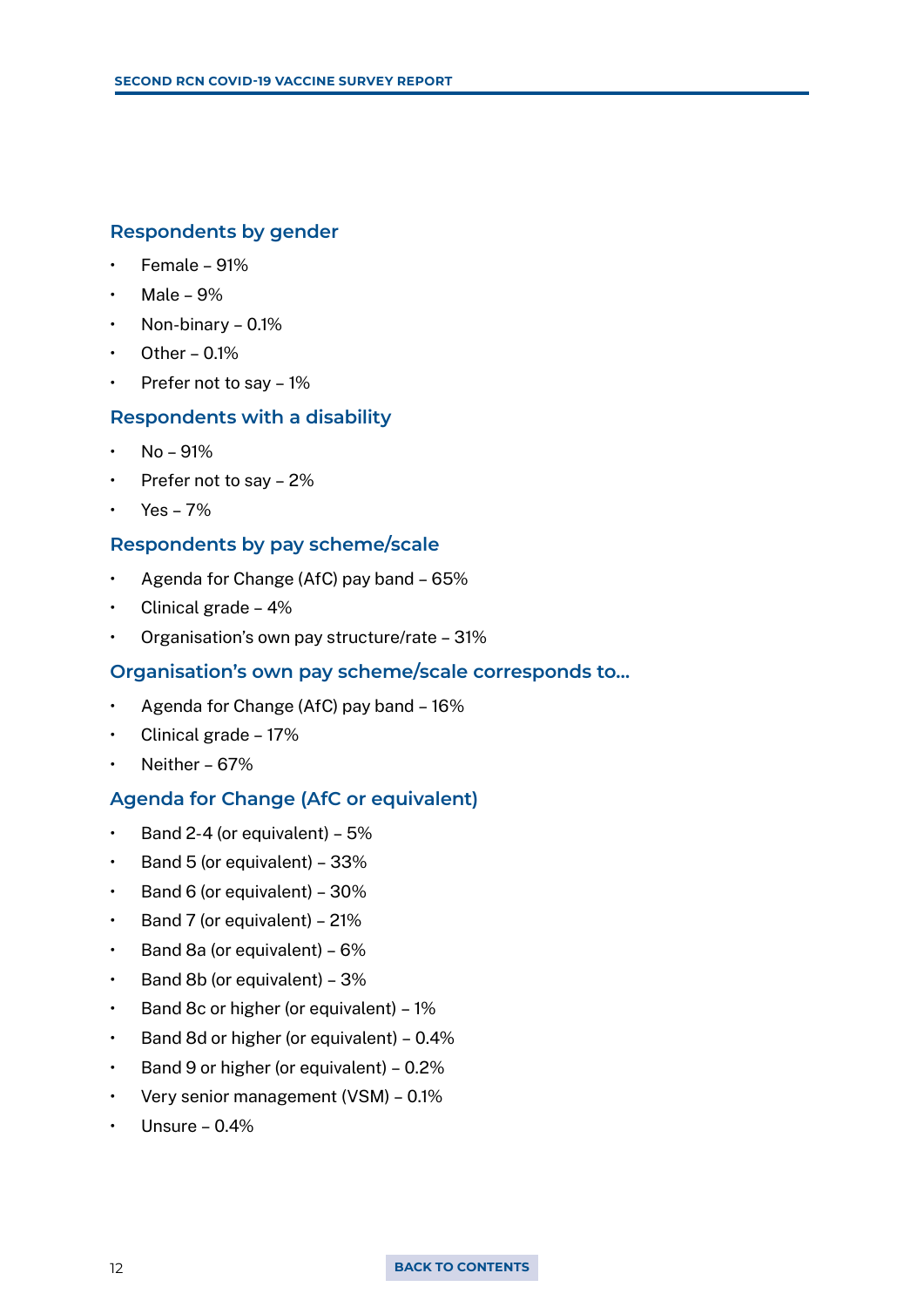## Respondents by gender

- Female – 91%
- Male – 9%
- Non-binary – 0.1%
- Other – 0.1%
- Prefer not to say – 1%

## Respondents with a disability

- No – 91%
- Prefer not to say – 2%
- Yes – 7%

## Respondents by pay scheme/scale

- Agenda for Change (AfC) pay band – 65%
- Clinical grade – 4%
- Organisation's own pay structure/rate – 31%

## Organisation's own pay scheme/scale corresponds to...

- Agenda for Change (AfC) pay band – 16%
- Clinical grade – 17%
- Neither – 67%

## Agenda for Change (AfC or equivalent)

- Band 2-4 (or equivalent) – 5%
- Band 5 (or equivalent) – 33%
- Band 6 (or equivalent) – 30%
- Band 7 (or equivalent) – 21%
- Band 8a (or equivalent) – 6%
- Band 8b (or equivalent) – 3%
- Band 8c or higher (or equivalent) – 1%
- Band 8d or higher (or equivalent) – 0.4%
- Band 9 or higher (or equivalent) – 0.2%
- Very senior management (VSM) – 0.1%
- Unsure – 0.4%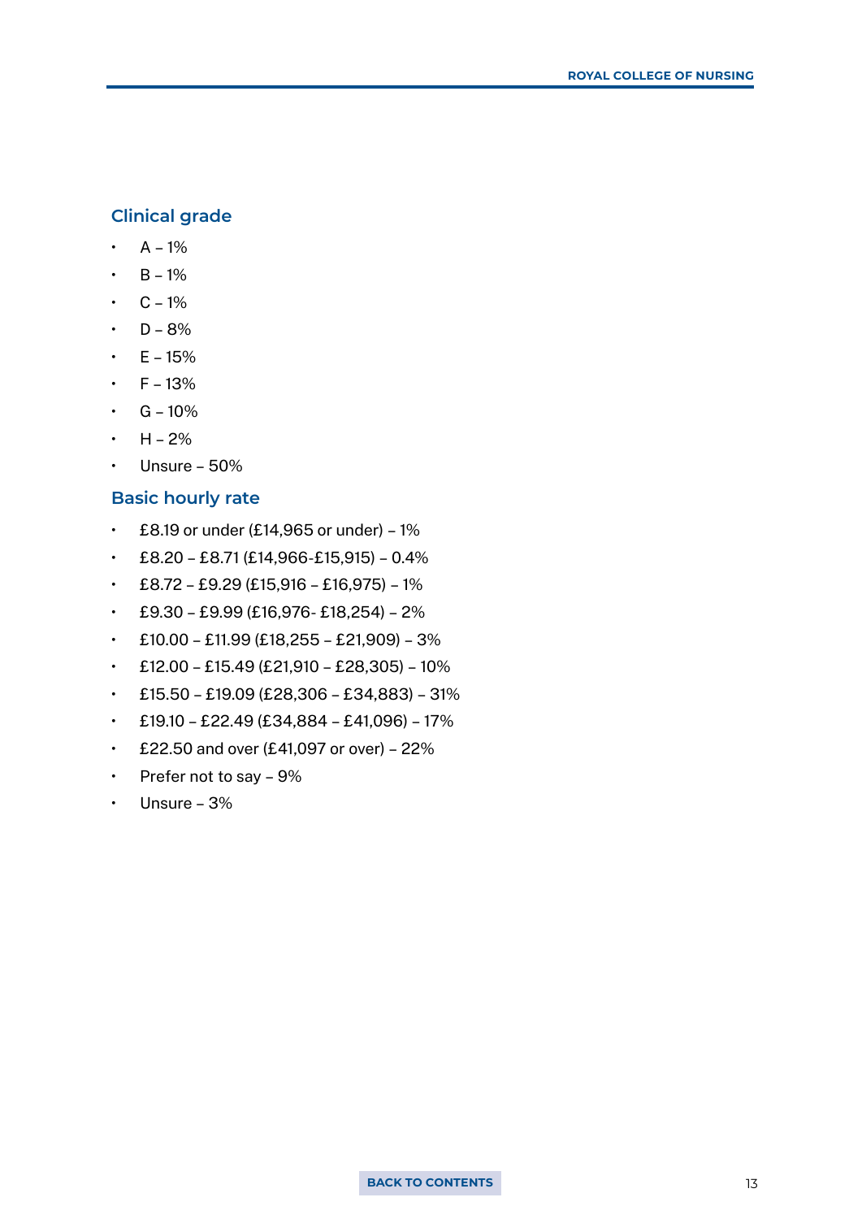## Clinical grade

- A – 1%
- B – 1%
- C – 1%
- D – 8%
- E – 15%
- F – 13%
- G – 10%
- H – 2%
- Unsure – 50%

## Basic hourly rate

- £8.19 or under (£14,965 or under) – 1%
- £8.20 – £8.71 (£14,966-£15,915) – 0.4%
- £8.72 – £9.29 (£15,916 – £16,975) – 1%
- £9.30 – £9.99 (£16,976- £18,254) – 2%
- £10.00 – £11.99 (£18,255 – £21,909) – 3%
- £12.00 – £15.49 (£21,910 – £28,305) – 10%
- £15.50 – £19.09 (£28,306 – £34,883) – 31%
- £19.10 – £22.49 (£34,884 – £41,096) – 17%
- £22.50 and over (£41,097 or over) – 22%
- Prefer not to say – 9%
- Unsure – 3%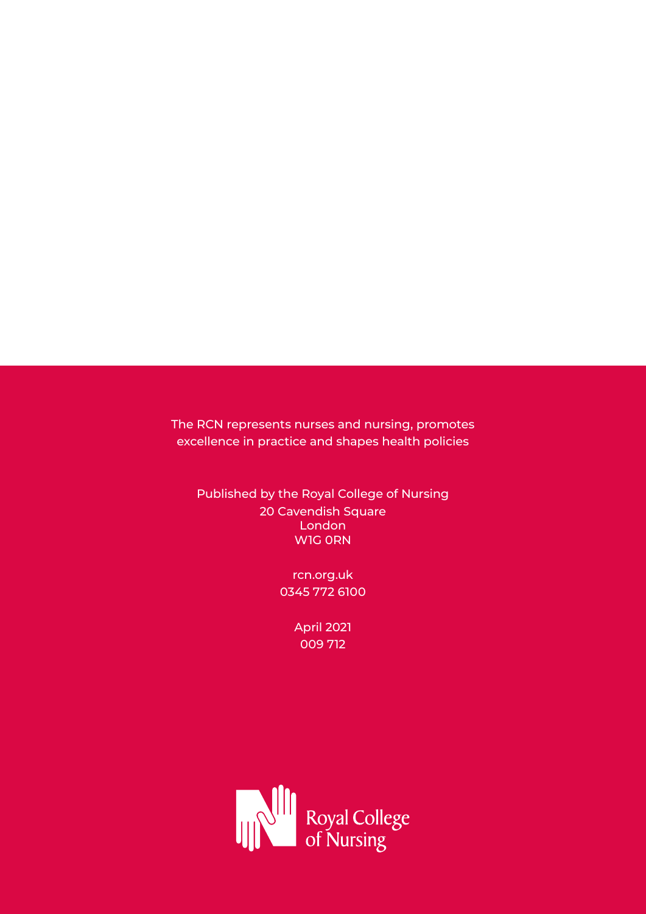The RCN represents nurses and nursing, promotes excellence in practice and shapes health policies

Published by the Royal College of Nursing
20 Cavendish Square
London
W1G 0RN

rcn.org.uk
0345 772 6100

April 2021
009 712

Royal College of Nursing